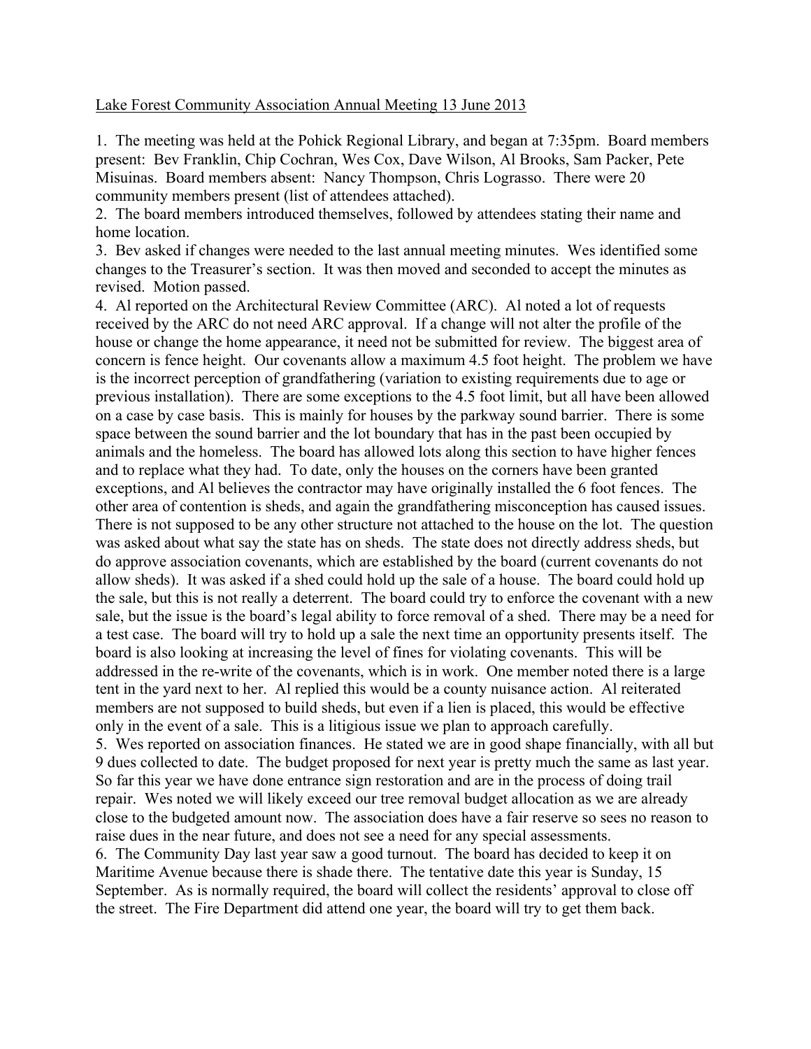Lake Forest Community Association Annual Meeting 13 June 2013

1. The meeting was held at the Pohick Regional Library, and began at 7:35pm. Board members present: Bev Franklin, Chip Cochran, Wes Cox, Dave Wilson, Al Brooks, Sam Packer, Pete Misuinas. Board members absent: Nancy Thompson, Chris Lograsso. There were 20 community members present (list of attendees attached).

2. The board members introduced themselves, followed by attendees stating their name and home location.

3. Bev asked if changes were needed to the last annual meeting minutes. Wes identified some changes to the Treasurer's section. It was then moved and seconded to accept the minutes as revised. Motion passed.

4. Al reported on the Architectural Review Committee (ARC). Al noted a lot of requests received by the ARC do not need ARC approval. If a change will not alter the profile of the house or change the home appearance, it need not be submitted for review. The biggest area of concern is fence height. Our covenants allow a maximum 4.5 foot height. The problem we have is the incorrect perception of grandfathering (variation to existing requirements due to age or previous installation). There are some exceptions to the 4.5 foot limit, but all have been allowed on a case by case basis. This is mainly for houses by the parkway sound barrier. There is some space between the sound barrier and the lot boundary that has in the past been occupied by animals and the homeless. The board has allowed lots along this section to have higher fences and to replace what they had. To date, only the houses on the corners have been granted exceptions, and Al believes the contractor may have originally installed the 6 foot fences. The other area of contention is sheds, and again the grandfathering misconception has caused issues. There is not supposed to be any other structure not attached to the house on the lot. The question was asked about what say the state has on sheds. The state does not directly address sheds, but do approve association covenants, which are established by the board (current covenants do not allow sheds). It was asked if a shed could hold up the sale of a house. The board could hold up the sale, but this is not really a deterrent. The board could try to enforce the covenant with a new sale, but the issue is the board's legal ability to force removal of a shed. There may be a need for a test case. The board will try to hold up a sale the next time an opportunity presents itself. The board is also looking at increasing the level of fines for violating covenants. This will be addressed in the re-write of the covenants, which is in work. One member noted there is a large tent in the yard next to her. Al replied this would be a county nuisance action. Al reiterated members are not supposed to build sheds, but even if a lien is placed, this would be effective only in the event of a sale. This is a litigious issue we plan to approach carefully.

5. Wes reported on association finances. He stated we are in good shape financially, with all but 9 dues collected to date. The budget proposed for next year is pretty much the same as last year. So far this year we have done entrance sign restoration and are in the process of doing trail repair. Wes noted we will likely exceed our tree removal budget allocation as we are already close to the budgeted amount now. The association does have a fair reserve so sees no reason to raise dues in the near future, and does not see a need for any special assessments.

6. The Community Day last year saw a good turnout. The board has decided to keep it on Maritime Avenue because there is shade there. The tentative date this year is Sunday, 15 September. As is normally required, the board will collect the residents' approval to close off the street. The Fire Department did attend one year, the board will try to get them back.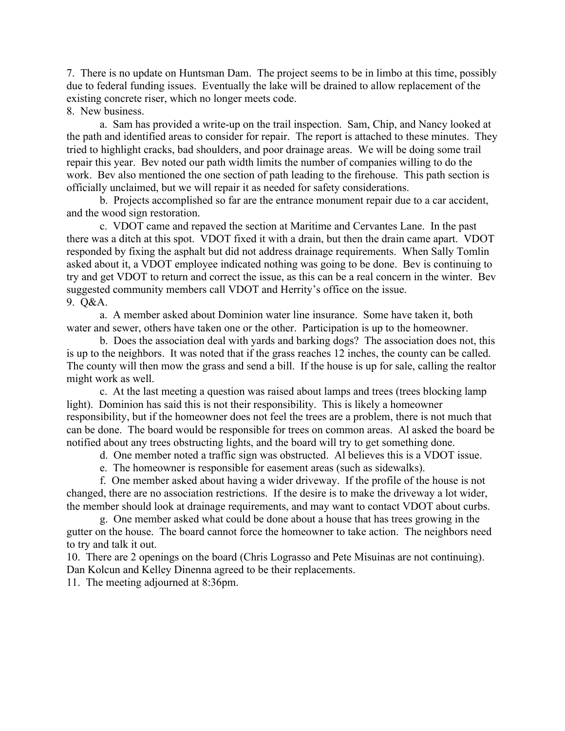7. There is no update on Huntsman Dam. The project seems to be in limbo at this time, possibly due to federal funding issues. Eventually the lake will be drained to allow replacement of the existing concrete riser, which no longer meets code.

8. New business.

   a. Sam has provided a write-up on the trail inspection. Sam, Chip, and Nancy looked at the path and identified areas to consider for repair. The report is attached to these minutes. They tried to highlight cracks, bad shoulders, and poor drainage areas. We will be doing some trail repair this year. Bev noted our path width limits the number of companies willing to do the work. Bev also mentioned the one section of path leading to the firehouse. This path section is officially unclaimed, but we will repair it as needed for safety considerations.

   b. Projects accomplished so far are the entrance monument repair due to a car accident, and the wood sign restoration.

   c. VDOT came and repaved the section at Maritime and Cervantes Lane. In the past there was a ditch at this spot. VDOT fixed it with a drain, but then the drain came apart. VDOT responded by fixing the asphalt but did not address drainage requirements. When Sally Tomlin asked about it, a VDOT employee indicated nothing was going to be done. Bev is continuing to try and get VDOT to return and correct the issue, as this can be a real concern in the winter. Bev suggested community members call VDOT and Herrity's office on the issue.

9. Q&A.

   a. A member asked about Dominion water line insurance. Some have taken it, both water and sewer, others have taken one or the other. Participation is up to the homeowner.

   b. Does the association deal with yards and barking dogs? The association does not, this is up to the neighbors. It was noted that if the grass reaches 12 inches, the county can be called. The county will then mow the grass and send a bill. If the house is up for sale, calling the realtor might work as well.

   c. At the last meeting a question was raised about lamps and trees (trees blocking lamp light). Dominion has said this is not their responsibility. This is likely a homeowner responsibility, but if the homeowner does not feel the trees are a problem, there is not much that can be done. The board would be responsible for trees on common areas. Al asked the board be notified about any trees obstructing lights, and the board will try to get something done.

   d. One member noted a traffic sign was obstructed. Al believes this is a VDOT issue.

   e. The homeowner is responsible for easement areas (such as sidewalks).

   f. One member asked about having a wider driveway. If the profile of the house is not changed, there are no association restrictions. If the desire is to make the driveway a lot wider, the member should look at drainage requirements, and may want to contact VDOT about curbs.

   g. One member asked what could be done about a house that has trees growing in the gutter on the house. The board cannot force the homeowner to take action. The neighbors need to try and talk it out.

10. There are 2 openings on the board (Chris Lograsso and Pete Misuinas are not continuing). Dan Kolcun and Kelley Dinenna agreed to be their replacements.

11. The meeting adjourned at 8:36pm.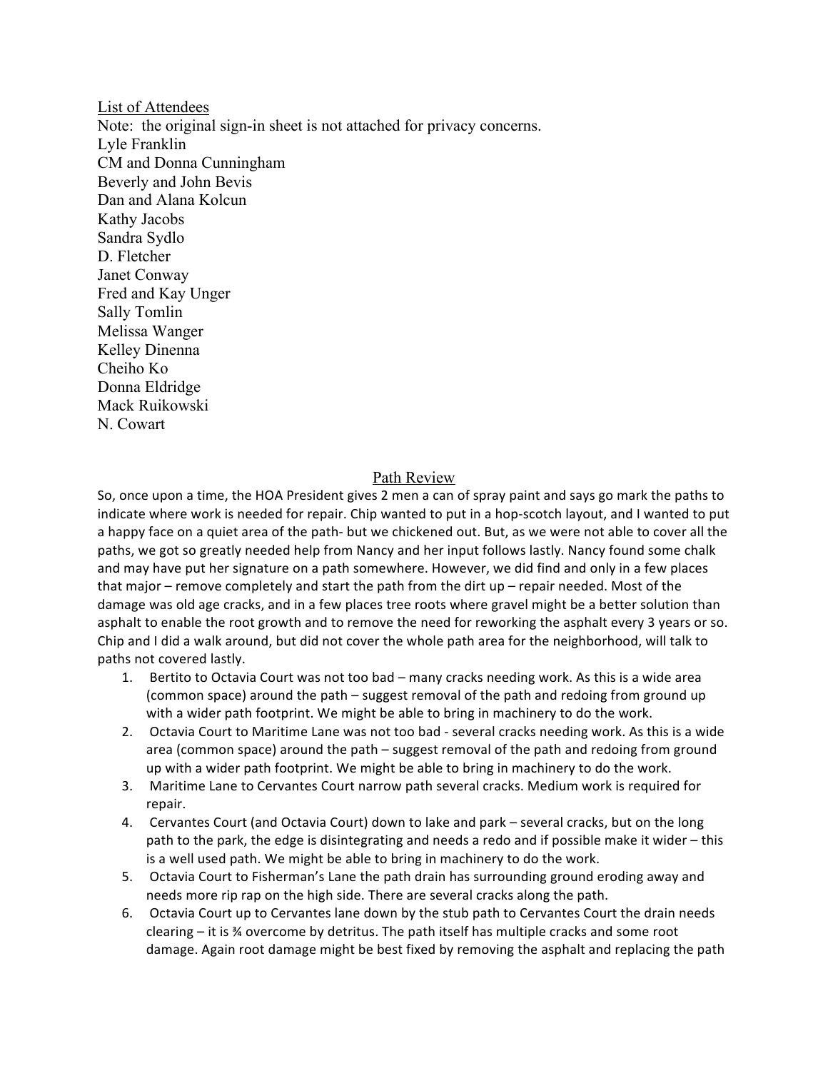List of Attendees

Note: the original sign-in sheet is not attached for privacy concerns.

Lyle Franklin
CM and Donna Cunningham
Beverly and John Bevis
Dan and Alana Kolcun
Kathy Jacobs
Sandra Sydlo
D. Fletcher
Janet Conway
Fred and Kay Unger
Sally Tomlin
Melissa Wanger
Kelley Dinenna
Cheiho Ko
Donna Eldridge
Mack Ruikowski
N. Cowart

## Path Review

So, once upon a time, the HOA President gives 2 men a can of spray paint and says go mark the paths to indicate where work is needed for repair. Chip wanted to put in a hop-scotch layout, and I wanted to put a happy face on a quiet area of the path- but we chickened out. But, as we were not able to cover all the paths, we got so greatly needed help from Nancy and her input follows lastly. Nancy found some chalk and may have put her signature on a path somewhere. However, we did find and only in a few places that major – remove completely and start the path from the dirt up – repair needed. Most of the damage was old age cracks, and in a few places tree roots where gravel might be a better solution than asphalt to enable the root growth and to remove the need for reworking the asphalt every 3 years or so. Chip and I did a walk around, but did not cover the whole path area for the neighborhood, will talk to paths not covered lastly.

1. Bertito to Octavia Court was not too bad – many cracks needing work. As this is a wide area (common space) around the path – suggest removal of the path and redoing from ground up with a wider path footprint. We might be able to bring in machinery to do the work.
2. Octavia Court to Maritime Lane was not too bad - several cracks needing work. As this is a wide area (common space) around the path – suggest removal of the path and redoing from ground up with a wider path footprint. We might be able to bring in machinery to do the work.
3. Maritime Lane to Cervantes Court narrow path several cracks. Medium work is required for repair.
4. Cervantes Court (and Octavia Court) down to lake and park – several cracks, but on the long path to the park, the edge is disintegrating and needs a redo and if possible make it wider – this is a well used path. We might be able to bring in machinery to do the work.
5. Octavia Court to Fisherman's Lane the path drain has surrounding ground eroding away and needs more rip rap on the high side. There are several cracks along the path.
6. Octavia Court up to Cervantes lane down by the stub path to Cervantes Court the drain needs clearing – it is ¾ overcome by detritus. The path itself has multiple cracks and some root damage. Again root damage might be best fixed by removing the asphalt and replacing the path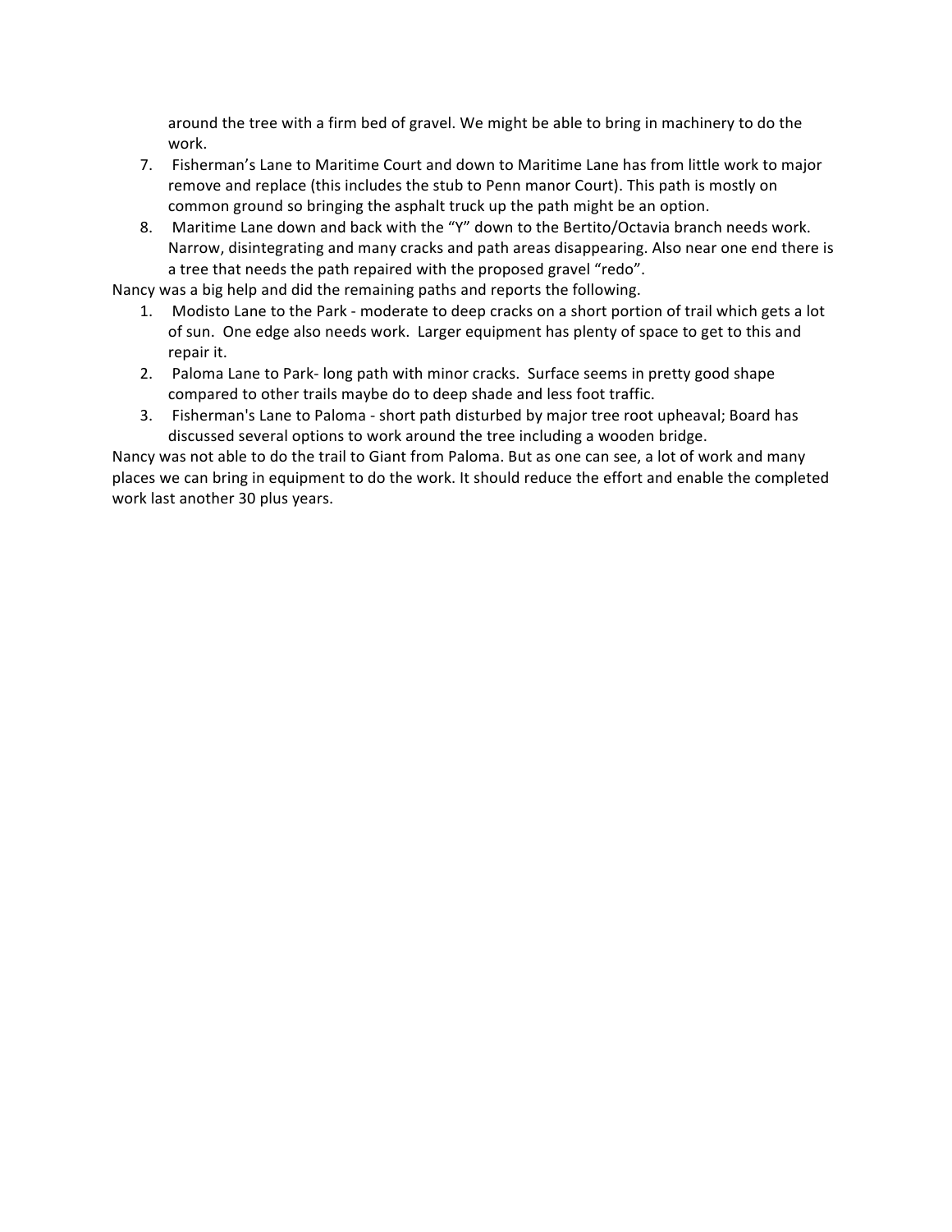around the tree with a firm bed of gravel. We might be able to bring in machinery to do the work.

7. Fisherman's Lane to Maritime Court and down to Maritime Lane has from little work to major remove and replace (this includes the stub to Penn manor Court). This path is mostly on common ground so bringing the asphalt truck up the path might be an option.
8. Maritime Lane down and back with the "Y" down to the Bertito/Octavia branch needs work. Narrow, disintegrating and many cracks and path areas disappearing. Also near one end there is a tree that needs the path repaired with the proposed gravel "redo".

Nancy was a big help and did the remaining paths and reports the following.

1. Modisto Lane to the Park - moderate to deep cracks on a short portion of trail which gets a lot of sun. One edge also needs work. Larger equipment has plenty of space to get to this and repair it.
2. Paloma Lane to Park- long path with minor cracks. Surface seems in pretty good shape compared to other trails maybe do to deep shade and less foot traffic.
3. Fisherman's Lane to Paloma - short path disturbed by major tree root upheaval; Board has discussed several options to work around the tree including a wooden bridge.

Nancy was not able to do the trail to Giant from Paloma. But as one can see, a lot of work and many places we can bring in equipment to do the work. It should reduce the effort and enable the completed work last another 30 plus years.